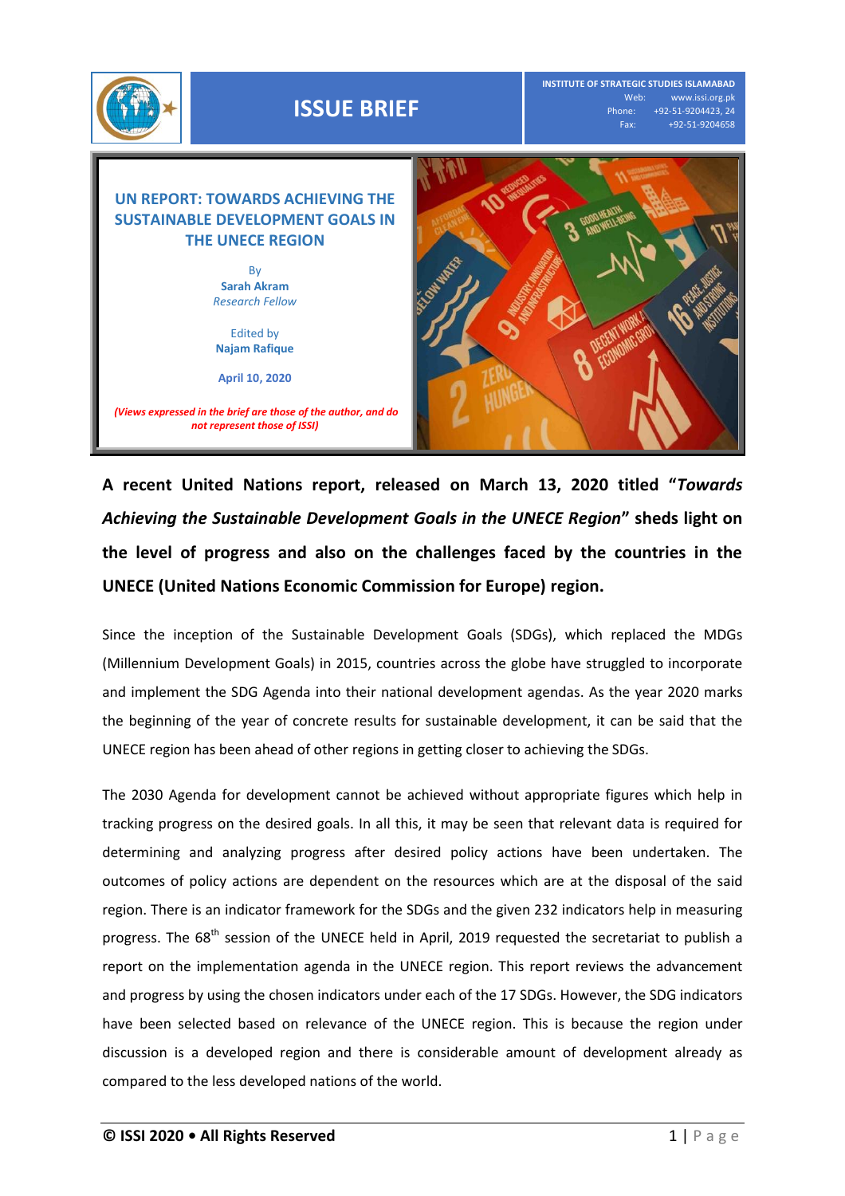ISSUE BRIEF

INSTITUTE OF STRATEGIC STUDIES ISLAMABAD
Web: www.issi.org.pk
Phone: +92-51-9204423, 24
Fax: +92-51-9204658

# UN REPORT: TOWARDS ACHIEVING THE SUSTAINABLE DEVELOPMENT GOALS IN THE UNECE REGION

By
**Sarah Akram**
*Research Fellow*

Edited by
**Najam Rafique**

**April 10, 2020**

***(Views expressed in the brief are those of the author, and do not represent those of ISSI)***

**A recent United Nations report, released on March 13, 2020 titled "*Towards Achieving the Sustainable Development Goals in the UNECE Region*" sheds light on the level of progress and also on the challenges faced by the countries in the UNECE (United Nations Economic Commission for Europe) region.**

Since the inception of the Sustainable Development Goals (SDGs), which replaced the MDGs (Millennium Development Goals) in 2015, countries across the globe have struggled to incorporate and implement the SDG Agenda into their national development agendas. As the year 2020 marks the beginning of the year of concrete results for sustainable development, it can be said that the UNECE region has been ahead of other regions in getting closer to achieving the SDGs.

The 2030 Agenda for development cannot be achieved without appropriate figures which help in tracking progress on the desired goals. In all this, it may be seen that relevant data is required for determining and analyzing progress after desired policy actions have been undertaken. The outcomes of policy actions are dependent on the resources which are at the disposal of the said region. There is an indicator framework for the SDGs and the given 232 indicators help in measuring progress. The 68th session of the UNECE held in April, 2019 requested the secretariat to publish a report on the implementation agenda in the UNECE region. This report reviews the advancement and progress by using the chosen indicators under each of the 17 SDGs. However, the SDG indicators have been selected based on relevance of the UNECE region. This is because the region under discussion is a developed region and there is considerable amount of development already as compared to the less developed nations of the world.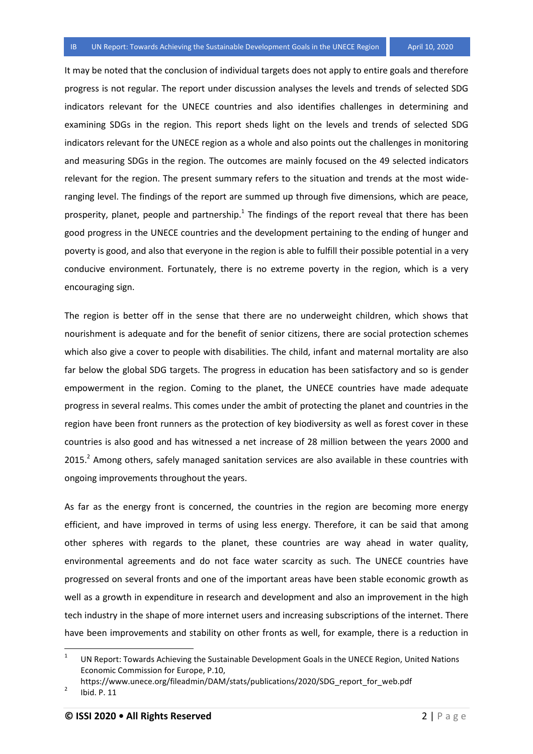It may be noted that the conclusion of individual targets does not apply to entire goals and therefore progress is not regular. The report under discussion analyses the levels and trends of selected SDG indicators relevant for the UNECE countries and also identifies challenges in determining and examining SDGs in the region. This report sheds light on the levels and trends of selected SDG indicators relevant for the UNECE region as a whole and also points out the challenges in monitoring and measuring SDGs in the region. The outcomes are mainly focused on the 49 selected indicators relevant for the region. The present summary refers to the situation and trends at the most wide-ranging level. The findings of the report are summed up through five dimensions, which are peace, prosperity, planet, people and partnership.[1] The findings of the report reveal that there has been good progress in the UNECE countries and the development pertaining to the ending of hunger and poverty is good, and also that everyone in the region is able to fulfill their possible potential in a very conducive environment. Fortunately, there is no extreme poverty in the region, which is a very encouraging sign.

The region is better off in the sense that there are no underweight children, which shows that nourishment is adequate and for the benefit of senior citizens, there are social protection schemes which also give a cover to people with disabilities. The child, infant and maternal mortality are also far below the global SDG targets. The progress in education has been satisfactory and so is gender empowerment in the region. Coming to the planet, the UNECE countries have made adequate progress in several realms. This comes under the ambit of protecting the planet and countries in the region have been front runners as the protection of key biodiversity as well as forest cover in these countries is also good and has witnessed a net increase of 28 million between the years 2000 and 2015.[2] Among others, safely managed sanitation services are also available in these countries with ongoing improvements throughout the years.

As far as the energy front is concerned, the countries in the region are becoming more energy efficient, and have improved in terms of using less energy. Therefore, it can be said that among other spheres with regards to the planet, these countries are way ahead in water quality, environmental agreements and do not face water scarcity as such. The UNECE countries have progressed on several fronts and one of the important areas have been stable economic growth as well as a growth in expenditure in research and development and also an improvement in the high tech industry in the shape of more internet users and increasing subscriptions of the internet. There have been improvements and stability on other fronts as well, for example, there is a reduction in

---

[1] UN Report: Towards Achieving the Sustainable Development Goals in the UNECE Region, United Nations Economic Commission for Europe, P.10, https://www.unece.org/fileadmin/DAM/stats/publications/2020/SDG_report_for_web.pdf

[2] Ibid. P. 11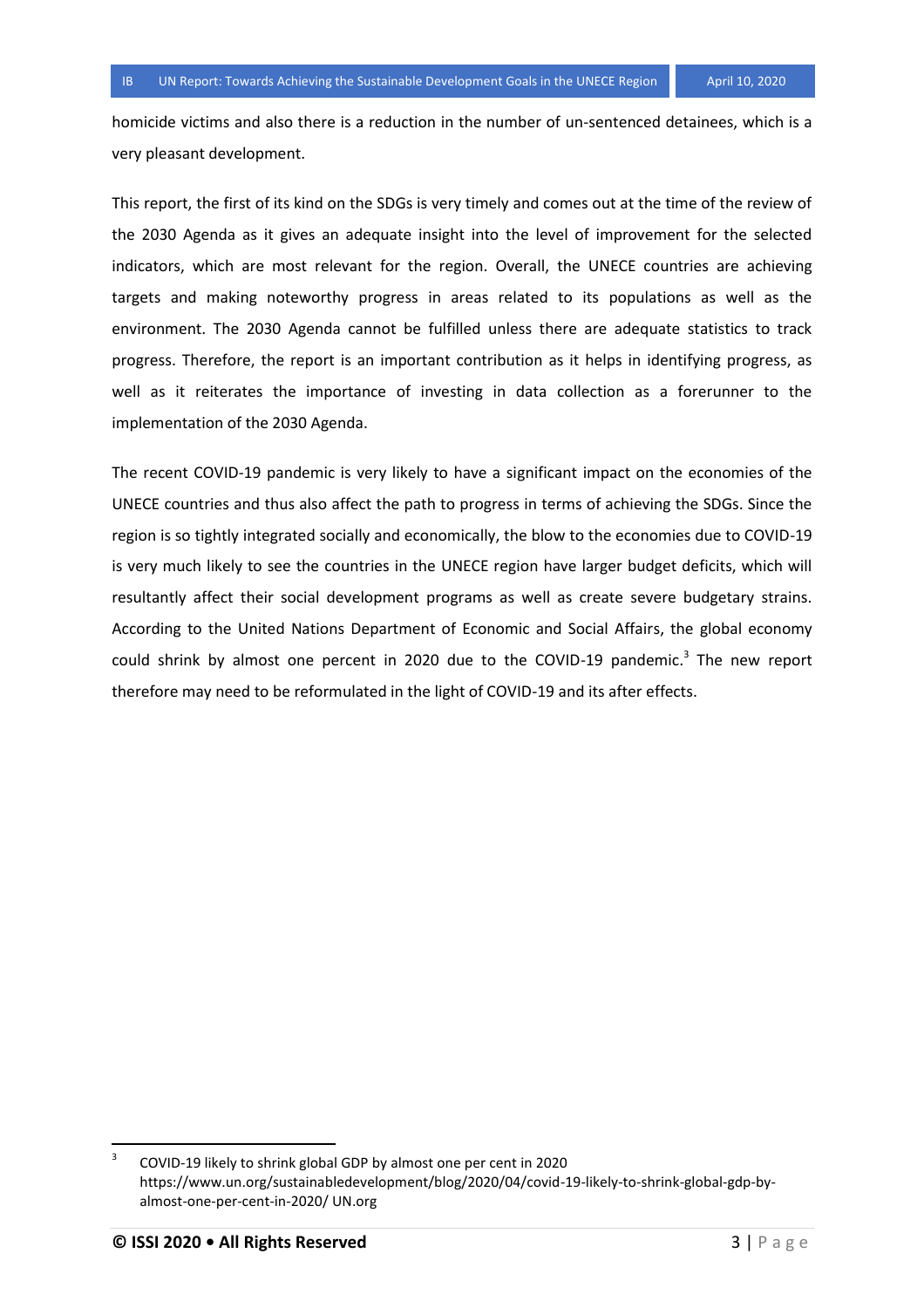homicide victims and also there is a reduction in the number of un-sentenced detainees, which is a very pleasant development.

This report, the first of its kind on the SDGs is very timely and comes out at the time of the review of the 2030 Agenda as it gives an adequate insight into the level of improvement for the selected indicators, which are most relevant for the region. Overall, the UNECE countries are achieving targets and making noteworthy progress in areas related to its populations as well as the environment. The 2030 Agenda cannot be fulfilled unless there are adequate statistics to track progress. Therefore, the report is an important contribution as it helps in identifying progress, as well as it reiterates the importance of investing in data collection as a forerunner to the implementation of the 2030 Agenda.

The recent COVID-19 pandemic is very likely to have a significant impact on the economies of the UNECE countries and thus also affect the path to progress in terms of achieving the SDGs. Since the region is so tightly integrated socially and economically, the blow to the economies due to COVID-19 is very much likely to see the countries in the UNECE region have larger budget deficits, which will resultantly affect their social development programs as well as create severe budgetary strains. According to the United Nations Department of Economic and Social Affairs, the global economy could shrink by almost one percent in 2020 due to the COVID-19 pandemic.[3] The new report therefore may need to be reformulated in the light of COVID-19 and its after effects.

---

[3] COVID-19 likely to shrink global GDP by almost one per cent in 2020 https://www.un.org/sustainabledevelopment/blog/2020/04/covid-19-likely-to-shrink-global-gdp-by-almost-one-per-cent-in-2020/ UN.org